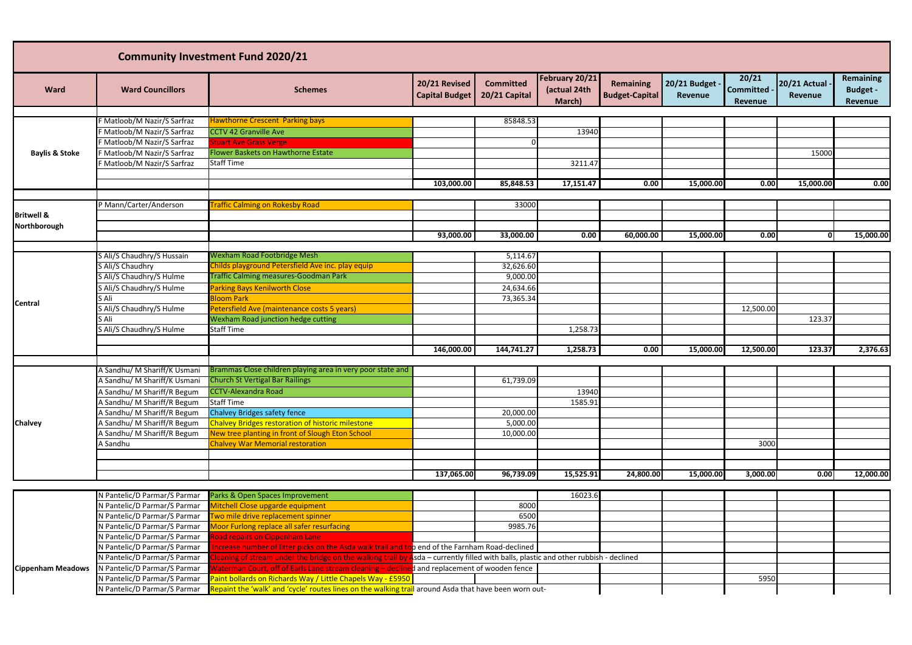# Community Investment Fund 2020/21

| Ward | Ward Councillors | Schemes | 20/21 Revised Capital Budget | Committed 20/21 Capital | February 20/21 (actual 24th March) | Remaining Budget-Capital | 20/21 Budget - Revenue | 20/21 Committed - Revenue | 20/21 Actual - Revenue | Remaining Budget - Revenue |
|---|---|---|---|---|---|---|---|---|---|---|
| Baylis & Stoke | F Matloob/M Nazir/S Sarfraz | Hawthorne Crescent Parking bays | | 85848.53 | | | | | | |
| | F Matloob/M Nazir/S Sarfraz | CCTV 42 Granville Ave | | | 13940 | | | | | |
| | F Matloob/M Nazir/S Sarfraz | Stuart Ave Grass Verge | | 0 | | | | | | |
| | F Matloob/M Nazir/S Sarfraz | Flower Baskets on Hawthorne Estate | | | | | | | 15000 | |
| | F Matloob/M Nazir/S Sarfraz | Staff Time | | | 3211.47 | | | | | |
| | | | 103,000.00 | 85,848.53 | 17,151.47 | 0.00 | 15,000.00 | 0.00 | 15,000.00 | 0.00 |
| Britwell & Northborough | P Mann/Carter/Anderson | Traffic Calming on Rokesby Road | | 33000 | | | | | | |
| | | | 93,000.00 | 33,000.00 | 0.00 | 60,000.00 | 15,000.00 | 0.00 | 0 | 15,000.00 |
| Central | S Ali/S Chaudhry/S Hussain | Wexham Road Footbridge Mesh | | 5,114.67 | | | | | | |
| | S Ali/S Chaudhry | Childs playground Petersfield Ave inc. play equip | | 32,626.60 | | | | | | |
| | S Ali/S Chaudhry/S Hulme | Traffic Calming measures-Goodman Park | | 9,000.00 | | | | | | |
| | S Ali/S Chaudhry/S Hulme | Parking Bays Kenilworth Close | | 24,634.66 | | | | | | |
| | S Ali | Bloom Park | | 73,365.34 | | | | | | |
| | S Ali/S Chaudhry/S Hulme | Petersfield Ave (maintenance costs 5 years) | | | | | | 12,500.00 | | |
| | S Ali | Wexham Road junction hedge cutting | | | | | | | 123.37 | |
| | S Ali/S Chaudhry/S Hulme | Staff Time | | | 1,258.73 | | | | | |
| | | | 146,000.00 | 144,741.27 | 1,258.73 | 0.00 | 15,000.00 | 12,500.00 | 123.37 | 2,376.63 |
| Chalvey | A Sandhu/ M Shariff/K Usmani | Brammas Close children playing area in very poor state and | | | | | | | | |
| | A Sandhu/ M Shariff/K Usmani | Church St Vertigal Bar Railings | | 61,739.09 | | | | | | |
| | A Sandhu/ M Shariff/R Begum | CCTV-Alexandra Road | | | 13940 | | | | | |
| | A Sandhu/ M Shariff/R Begum | Staff Time | | | 1585.91 | | | | | |
| | A Sandhu/ M Shariff/R Begum | Chalvey Bridges safety fence | | 20,000.00 | | | | | | |
| | A Sandhu/ M Shariff/R Begum | Chalvey Bridges restoration of historic milestone | | 5,000.00 | | | | | | |
| | A Sandhu/ M Shariff/R Begum | New tree planting in front of Slough Eton School | | 10,000.00 | | | | | | |
| | A Sandhu | Chalvey War Memorial restoration | | | | | | 3000 | | |
| | | | 137,065.00 | 96,739.09 | 15,525.91 | 24,800.00 | 15,000.00 | 3,000.00 | 0.00 | 12,000.00 |
| Cippenham Meadows | N Pantelic/D Parmar/S Parmar | Parks & Open Spaces Improvement | | | 16023.6 | | | | | |
| | N Pantelic/D Parmar/S Parmar | Mitchell Close upgarde equipment | | 8000 | | | | | | |
| | N Pantelic/D Parmar/S Parmar | Two mile drive replacement spinner | | 6500 | | | | | | |
| | N Pantelic/D Parmar/S Parmar | Moor Furlong replace all safer resurfacing | | 9985.76 | | | | | | |
| | N Pantelic/D Parmar/S Parmar | Road repairs on Cippenham Lane | | | | | | | | |
| | N Pantelic/D Parmar/S Parmar | Increase number of litter picks on the Asda walk trail and top end of the Farnham Road-declined | | | | | | | | |
| | N Pantelic/D Parmar/S Parmar | Cleaning of stream under the bridge on the walking trail by Asda – currently filled with balls, plastic and other rubbish - declined | | | | | | | | |
| | N Pantelic/D Parmar/S Parmar | Waterman Court, off of Earls Lane stream cleaning – declined and replacement of wooden fence | | | | | | | | |
| | N Pantelic/D Parmar/S Parmar | Paint bollards on Richards Way / Little Chapels Way - £5950 | | | | | | 5950 | | |
| | N Pantelic/D Parmar/S Parmar | Repaint the 'walk' and 'cycle' routes lines on the walking trail around Asda that have been worn out- | | | | | | | | |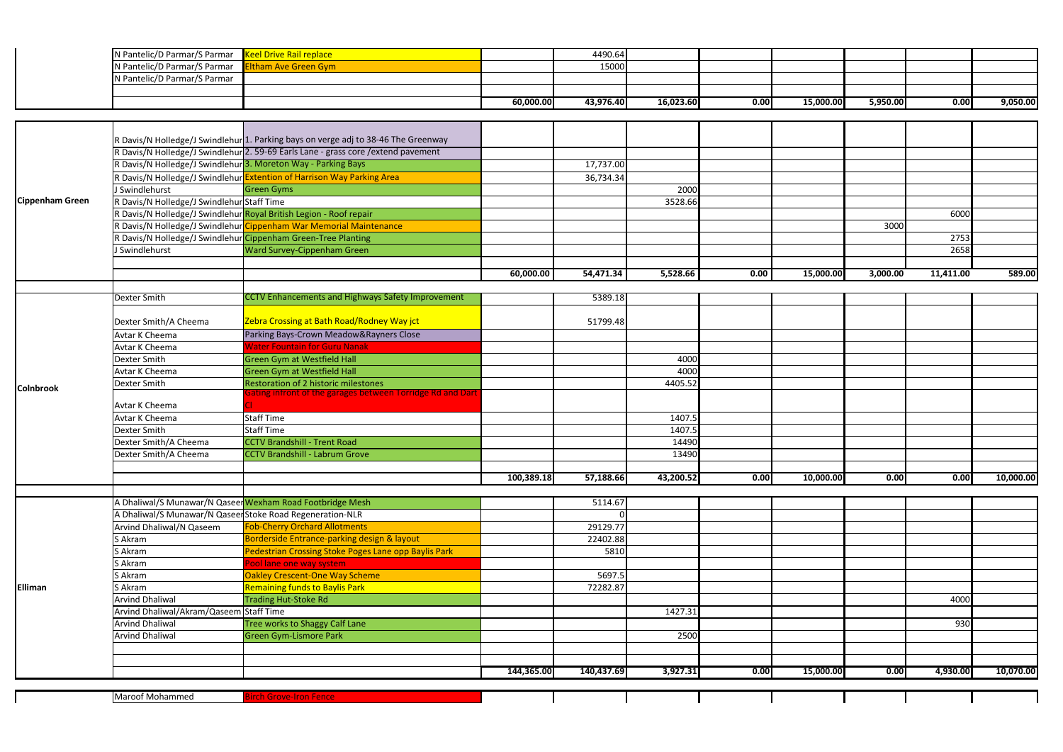| | | | | | | | | | |
|---|---|---|---|---|---|---|---|---|---|
| | N Pantelic/D Parmar/S Parmar | Keel Drive Rail replace | | 4490.64 | | | | | |
| | N Pantelic/D Parmar/S Parmar | Eltham Ave Green Gym | | 15000 | | | | | |
| | N Pantelic/D Parmar/S Parmar | | | | | | | | |
| | | | | | | | | | |
| | | | 60,000.00 | 43,976.40 | 16,023.60 | 0.00 | 15,000.00 | 5,950.00 | 0.00 | 9,050.00 |

| | | | | | | | | | | |
|---|---|---|---|---|---|---|---|---|---|---|
| Cippenham Green | R Davis/N Holledge/J Swindlehur | 1. Parking bays on verge adj to 38-46 The Greenway | | | | | | | | |
| | R Davis/N Holledge/J Swindlehur | 2. 59-69 Earls Lane - grass core /extend pavement | | | | | | | | |
| | R Davis/N Holledge/J Swindlehur | 3. Moreton Way - Parking Bays | | 17,737.00 | | | | | | |
| | R Davis/N Holledge/J Swindlehur | Extention of Harrison Way Parking Area | | 36,734.34 | | | | | | |
| | J Swindlehurst | Green Gyms | | | 2000 | | | | | |
| | R Davis/N Holledge/J Swindlehur | Staff Time | | | 3528.66 | | | | | |
| | R Davis/N Holledge/J Swindlehur | Royal British Legion - Roof repair | | | | | | | 6000 | |
| | R Davis/N Holledge/J Swindlehur | Cippenham War Memorial Maintenance | | | | | | 3000 | | |
| | R Davis/N Holledge/J Swindlehur | Cippenham Green-Tree Planting | | | | | | | 2753 | |
| | J Swindlehurst | Ward Survey-Cippenham Green | | | | | | | 2658 | |
| | | | | | | | | | | |
| | | | 60,000.00 | 54,471.34 | 5,528.66 | 0.00 | 15,000.00 | 3,000.00 | 11,411.00 | 589.00 |

| | | | | | | | | | | |
|---|---|---|---|---|---|---|---|---|---|---|
| Colnbrook | Dexter Smith | CCTV Enhancements and Highways Safety Improvement | | 5389.18 | | | | | | |
| | Dexter Smith/A Cheema | Zebra Crossing at Bath Road/Rodney Way jct | | 51799.48 | | | | | | |
| | Avtar K Cheema | Parking Bays-Crown Meadow&Rayners Close | | | | | | | | |
| | Avtar K Cheema | Water Fountain for Guru Nanak | | | | | | | | |
| | Dexter Smith | Green Gym at Westfield Hall | | | 4000 | | | | | |
| | Avtar K Cheema | Green Gym at Westfield Hall | | | 4000 | | | | | |
| | Dexter Smith | Restoration of 2 historic milestones | | | 4405.52 | | | | | |
| | Avtar K Cheema | Gating infront of the garages between Torridge Rd and Dart Cl | | | | | | | | |
| | Avtar K Cheema | Staff Time | | | 1407.5 | | | | | |
| | Dexter Smith | Staff Time | | | 1407.5 | | | | | |
| | Dexter Smith/A Cheema | CCTV Brandshill - Trent Road | | | 14490 | | | | | |
| | Dexter Smith/A Cheema | CCTV Brandshill - Labrum Grove | | | 13490 | | | | | |
| | | | | | | | | | | |
| | | | 100,389.18 | 57,188.66 | 43,200.52 | 0.00 | 10,000.00 | 0.00 | 0.00 | 10,000.00 |

| | | | | | | | | | | |
|---|---|---|---|---|---|---|---|---|---|---|
| Elliman | A Dhaliwal/S Munawar/N Qaseem | Wexham Road Footbridge Mesh | | 5114.67 | | | | | | |
| | A Dhaliwal/S Munawar/N Qaseem | Stoke Road Regeneration-NLR | | 0 | | | | | | |
| | Arvind Dhaliwal/N Qaseem | Fob-Cherry Orchard Allotments | | 29129.77 | | | | | | |
| | S Akram | Borderside Entrance-parking design & layout | | 22402.88 | | | | | | |
| | S Akram | Pedestrian Crossing Stoke Poges Lane opp Baylis Park | | 5810 | | | | | | |
| | S Akram | Pool lane one way system | | | | | | | | |
| | S Akram | Oakley Crescent-One Way Scheme | | 5697.5 | | | | | | |
| | S Akram | Remaining funds to Baylis Park | | 72282.87 | | | | | | |
| | Arvind Dhaliwal | Trading Hut-Stoke Rd | | | | | | | 4000 | |
| | Arvind Dhaliwal/Akram/Qaseem | Staff Time | | | 1427.31 | | | | | |
| | Arvind Dhaliwal | Tree works to Shaggy Calf Lane | | | | | | | 930 | |
| | Arvind Dhaliwal | Green Gym-Lismore Park | | | 2500 | | | | | |
| | | | | | | | | | | |
| | | | | | | | | | | |
| | | | 144,365.00 | 140,437.69 | 3,927.31 | 0.00 | 15,000.00 | 0.00 | 4,930.00 | 10,070.00 |

| | | | | | | | | | | |
|---|---|---|---|---|---|---|---|---|---|---|
| | Maroof Mohammed | Birch Grove-Iron Fence | | | | | | | | |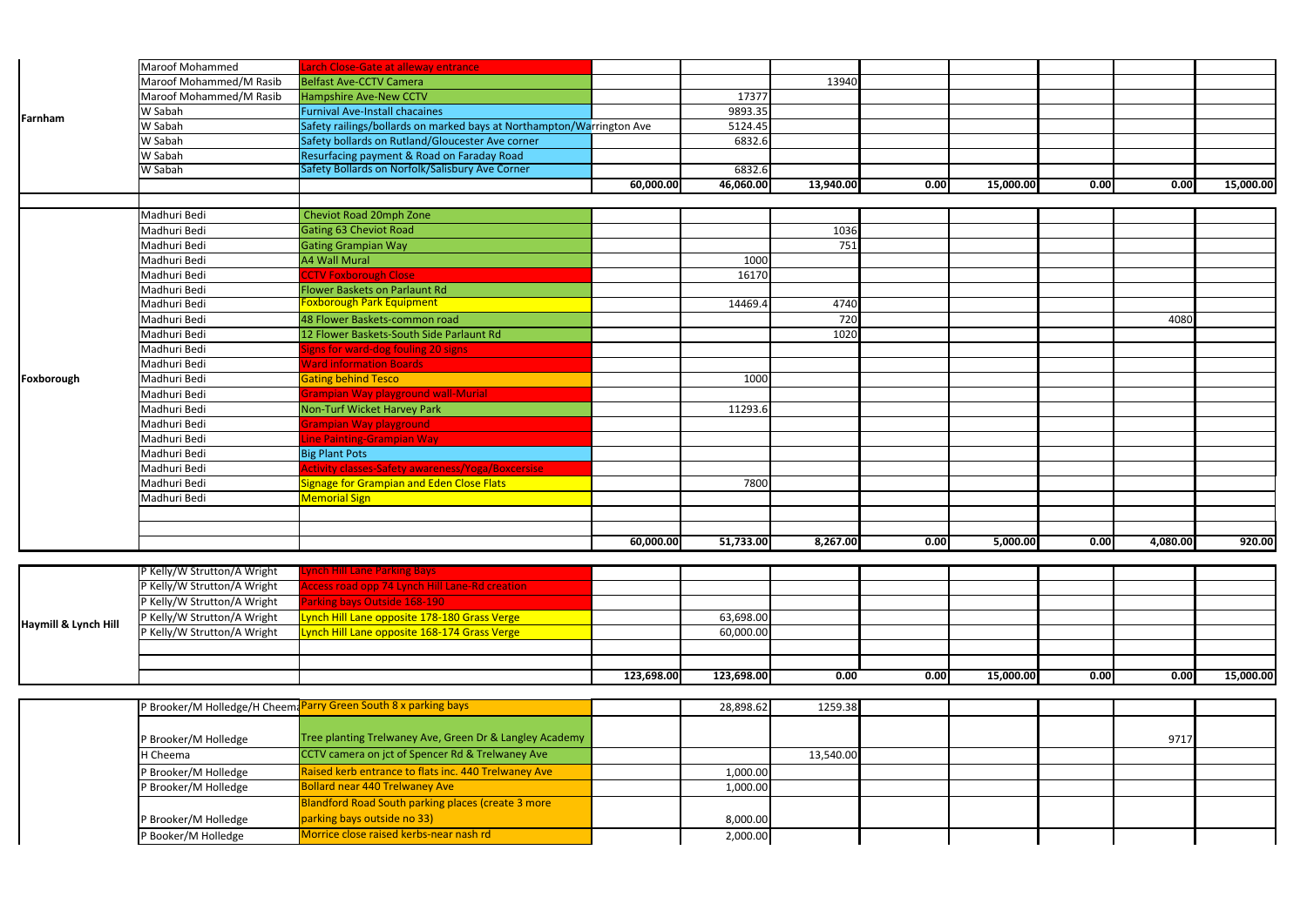| Ward | Councillor | Project | | | | | | | | |
|---|---|---|---|---|---|---|---|---|---|---|
| Farnham | Maroof Mohammed | Larch Close-Gate at alleway entrance | | | | | | | | |
| | Maroof Mohammed/M Rasib | Belfast Ave-CCTV Camera | | | 13940 | | | | | |
| | Maroof Mohammed/M Rasib | Hampshire Ave-New CCTV | | 17377 | | | | | | |
| | W Sabah | Furnival Ave-Install chacaines | | 9893.35 | | | | | | |
| | W Sabah | Safety railings/bollards on marked bays at Northampton/Warrington Ave | | 5124.45 | | | | | | |
| | W Sabah | Safety bollards on Rutland/Gloucester Ave corner | | 6832.6 | | | | | | |
| | W Sabah | Resurfacing payment & Road on Faraday Road | | | | | | | | |
| | W Sabah | Safety Bollards on Norfolk/Salisbury Ave Corner | | 6832.6 | | | | | | |
| | | | 60,000.00 | 46,060.00 | 13,940.00 | 0.00 | 15,000.00 | 0.00 | 0.00 | 15,000.00 |
| Foxborough | Madhuri Bedi | Cheviot Road 20mph Zone | | | | | | | | |
| | Madhuri Bedi | Gating 63 Cheviot Road | | | 1036 | | | | | |
| | Madhuri Bedi | Gating Grampian Way | | | 751 | | | | | |
| | Madhuri Bedi | A4 Wall Mural | | 1000 | | | | | | |
| | Madhuri Bedi | CCTV Foxborough Close | | 16170 | | | | | | |
| | Madhuri Bedi | Flower Baskets on Parlaunt Rd | | | | | | | | |
| | Madhuri Bedi | Foxborough Park Equipment | | 14469.4 | 4740 | | | | | |
| | Madhuri Bedi | 48 Flower Baskets-common road | | | 720 | | | | 4080 | |
| | Madhuri Bedi | 12 Flower Baskets-South Side Parlaunt Rd | | | 1020 | | | | | |
| | Madhuri Bedi | Signs for ward-dog fouling 20 signs | | | | | | | | |
| | Madhuri Bedi | Ward information Boards | | | | | | | | |
| | Madhuri Bedi | Gating behind Tesco | | 1000 | | | | | | |
| | Madhuri Bedi | Grampian Way playground wall-Murial | | | | | | | | |
| | Madhuri Bedi | Non-Turf Wicket Harvey Park | | 11293.6 | | | | | | |
| | Madhuri Bedi | Grampian Way playground | | | | | | | | |
| | Madhuri Bedi | Line Painting-Grampian Way | | | | | | | | |
| | Madhuri Bedi | Big Plant Pots | | | | | | | | |
| | Madhuri Bedi | Activity classes-Safety awareness/Yoga/Boxcersise | | | | | | | | |
| | Madhuri Bedi | Signage for Grampian and Eden Close Flats | | 7800 | | | | | | |
| | Madhuri Bedi | Memorial Sign | | | | | | | | |
| | | | 60,000.00 | 51,733.00 | 8,267.00 | 0.00 | 5,000.00 | 0.00 | 4,080.00 | 920.00 |
| Haymill & Lynch Hill | P Kelly/W Strutton/A Wright | Lynch Hill Lane Parking Bays | | | | | | | | |
| | P Kelly/W Strutton/A Wright | Access road opp 74 Lynch Hill Lane-Rd creation | | | | | | | | |
| | P Kelly/W Strutton/A Wright | Parking bays Outside 168-190 | | | | | | | | |
| | P Kelly/W Strutton/A Wright | Lynch Hill Lane opposite 178-180 Grass Verge | | 63,698.00 | | | | | | |
| | P Kelly/W Strutton/A Wright | Lynch Hill Lane opposite 168-174 Grass Verge | | 60,000.00 | | | | | | |
| | | | 123,698.00 | 123,698.00 | 0.00 | 0.00 | 15,000.00 | 0.00 | 0.00 | 15,000.00 |
| | P Brooker/M Holledge/H Cheema | Parry Green South 8 x parking bays | | 28,898.62 | 1259.38 | | | | | |
| | P Brooker/M Holledge | Tree planting Trelwaney Ave, Green Dr & Langley Academy | | | | | | | 9717 | |
| | H Cheema | CCTV camera on jct of Spencer Rd & Trelwaney Ave | | | 13,540.00 | | | | | |
| | P Brooker/M Holledge | Raised kerb entrance to flats inc. 440 Trelwaney Ave | | 1,000.00 | | | | | | |
| | P Brooker/M Holledge | Bollard near 440 Trelwaney Ave | | 1,000.00 | | | | | | |
| | P Brooker/M Holledge | Blandford Road South parking places (create 3 more parking bays outside no 33) | | 8,000.00 | | | | | | |
| | P Booker/M Holledge | Morrice close raised kerbs-near nash rd | | 2,000.00 | | | | | | |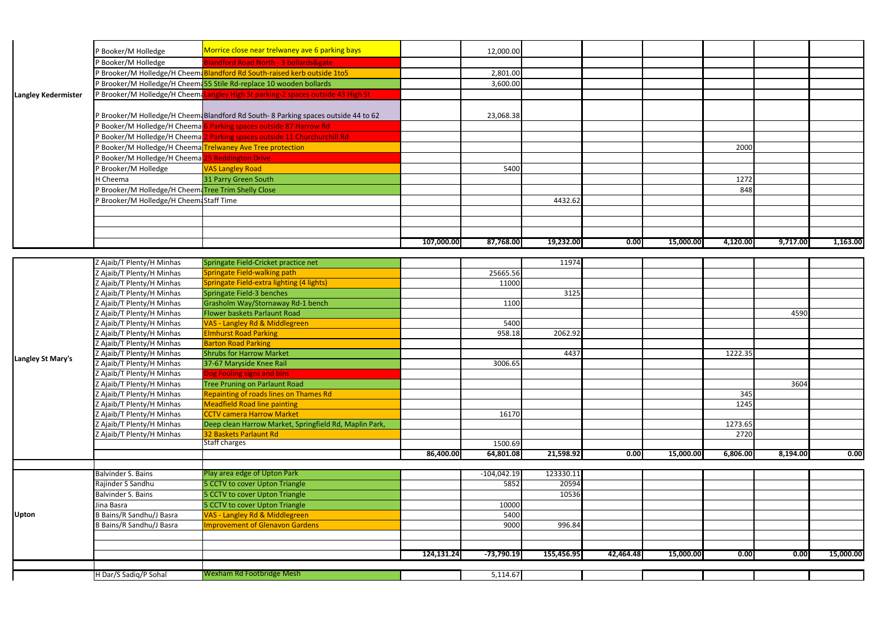| Ward | Councillors | Scheme | Col 1 | Col 2 | Col 3 | Col 4 | Col 5 | Col 6 | Col 7 | Col 8 |
|---|---|---|---|---|---|---|---|---|---|---|
| Langley Kedermister | P Booker/M Holledge | Morrice close near trelwaney ave 6 parking bays | | 12,000.00 | | | | | | |
| | P Booker/M Holledge | Blandford Road North - 3 bollards&gate | | | | | | | | |
| | P Brooker/M Holledge/H Cheema | Blandford Rd South-raised kerb outside 1to5 | | 2,801.00 | | | | | | |
| | P Brooker/M Holledge/H Cheema | 55 Stile Rd-replace 10 wooden bollards | | 3,600.00 | | | | | | |
| | P Brooker/M Holledge/H Cheema | Langley High St parking-2 spaces outside 43 High St | | | | | | | | |
| | P Brooker/M Holledge/H Cheema | Blandford Rd South- 8 Parking spaces outside 44 to 62 | | 23,068.38 | | | | | | |
| | P Booker/M Holledge/H Cheema | 6 Parking spaces outside 87 Harrow Rd | | | | | | | | |
| | P Booker/M Holledge/H Cheema | 2 Parking spaces outside 11 Churchurchill Rd | | | | | | | | |
| | P Booker/M Holledge/H Cheema | Trelwaney Ave Tree protection | | | | | | 2000 | | |
| | P Booker/M Holledge/H Cheema | 25 Reddington Drive | | | | | | | | |
| | P Brooker/M Holledge | VAS Langley Road | | 5400 | | | | | | |
| | H Cheema | 31 Parry Green South | | | | | | 1272 | | |
| | P Brooker/M Holledge/H Cheema | Tree Trim Shelly Close | | | | | | 848 | | |
| | P Brooker/M Holledge/H Cheema | Staff Time | | | 4432.62 | | | | | |
| | | | | | | | | | | |
| | | | | | | | | | | |
| | | | | | | | | | | |
| | | | 107,000.00 | 87,768.00 | 19,232.00 | 0.00 | 15,000.00 | 4,120.00 | 9,717.00 | 1,163.00 |
| Langley St Mary's | Z Ajaib/T Plenty/H Minhas | Springate Field-Cricket practice net | | | 11974 | | | | | |
| | Z Ajaib/T Plenty/H Minhas | Springate Field-walking path | | 25665.56 | | | | | | |
| | Z Ajaib/T Plenty/H Minhas | Springate Field-extra lighting (4 lights) | | 11000 | | | | | | |
| | Z Ajaib/T Plenty/H Minhas | Springate Field-3 benches | | | 3125 | | | | | |
| | Z Ajaib/T Plenty/H Minhas | Grasholm Way/Stornaway Rd-1 bench | | 1100 | | | | | | |
| | Z Ajaib/T Plenty/H Minhas | Flower baskets Parlaunt Road | | | | | | | 4590 | |
| | Z Ajaib/T Plenty/H Minhas | VAS - Langley Rd & Middlegreen | | 5400 | | | | | | |
| | Z Ajaib/T Plenty/H Minhas | Elmhurst Road Parking | | 958.18 | 2062.92 | | | | | |
| | Z Ajaib/T Plenty/H Minhas | Barton Road Parking | | | | | | | | |
| | Z Ajaib/T Plenty/H Minhas | Shrubs for Harrow Market | | | 4437 | | | 1222.35 | | |
| | Z Ajaib/T Plenty/H Minhas | 37-67 Maryside Knee Rail | | 3006.65 | | | | | | |
| | Z Ajaib/T Plenty/H Minhas | Dog Fouling signs and bins | | | | | | | | |
| | Z Ajaib/T Plenty/H Minhas | Tree Pruning on Parlaunt Road | | | | | | | 3604 | |
| | Z Ajaib/T Plenty/H Minhas | Repainting of roads lines on Thames Rd | | | | | | 345 | | |
| | Z Ajaib/T Plenty/H Minhas | Meadfield Road line painting | | | | | | 1245 | | |
| | Z Ajaib/T Plenty/H Minhas | CCTV camera Harrow Market | | 16170 | | | | | | |
| | Z Ajaib/T Plenty/H Minhas | Deep clean Harrow Market, Springfield Rd, Maplin Park, | | | | | | 1273.65 | | |
| | Z Ajaib/T Plenty/H Minhas | 32 Baskets Parlaunt Rd | | | | | | 2720 | | |
| | | Staff charges | | 1500.69 | | | | | | |
| | | | 86,400.00 | 64,801.08 | 21,598.92 | 0.00 | 15,000.00 | 6,806.00 | 8,194.00 | 0.00 |
| Upton | Balvinder S. Bains | Play area edge of Upton Park | | -104,042.19 | 123330.11 | | | | | |
| | Rajinder S Sandhu | 5 CCTV to cover Upton Triangle | | 5852 | 20594 | | | | | |
| | Balvinder S. Bains | 5 CCTV to cover Upton Triangle | | | 10536 | | | | | |
| | Jina Basra | 5 CCTV to cover Upton Triangle | | 10000 | | | | | | |
| | B Bains/R Sandhu/J Basra | VAS - Langley Rd & Middlegreen | | 5400 | | | | | | |
| | B Bains/R Sandhu/J Basra | Improvement of Glenavon Gardens | | 9000 | 996.84 | | | | | |
| | | | | | | | | | | |
| | | | | | | | | | | |
| | | | 124,131.24 | -73,790.19 | 155,456.95 | 42,464.48 | 15,000.00 | 0.00 | 0.00 | 15,000.00 |
| | H Dar/S Sadiq/P Sohal | Wexham Rd Footbridge Mesh | | 5,114.67 | | | | | | |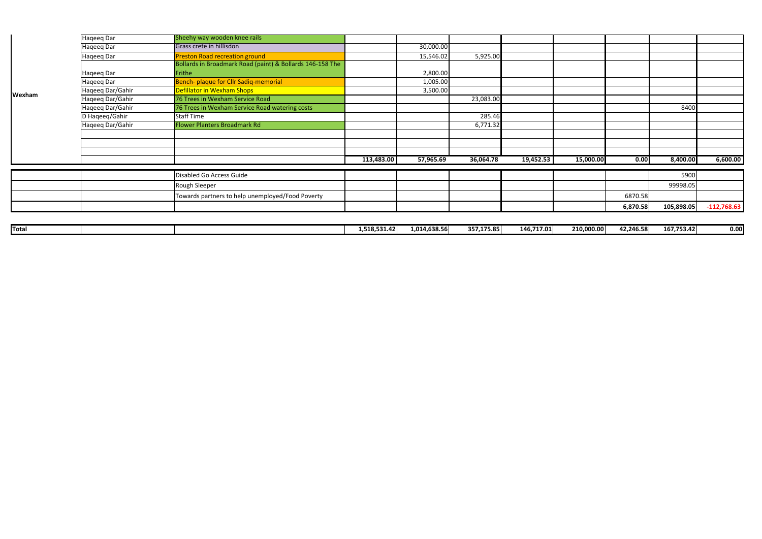| | | | | | | | | | | |
|---|---|---|---|---|---|---|---|---|---|---|
| Wexham | Haqeeq Dar | Sheehy way wooden knee rails | | | | | | | | |
| | Haqeeq Dar | Grass crete in hillisdon | | 30,000.00 | | | | | | |
| | Haqeeq Dar | Preston Road recreation ground | | 15,546.02 | 5,925.00 | | | | | |
| | Haqeeq Dar | Bollards in Broadmark Road (paint) & Bollards 146-158 The Frithe | | 2,800.00 | | | | | | |
| | Haqeeq Dar | Bench- plaque for Cllr Sadiq-memorial | | 1,005.00 | | | | | | |
| | Haqeeq Dar/Gahir | Defillator in Wexham Shops | | 3,500.00 | | | | | | |
| | Haqeeq Dar/Gahir | 76 Trees in Wexham Service Road | | | 23,083.00 | | | | | |
| | Haqeeq Dar/Gahir | 76 Trees in Wexham Service Road watering costs | | | | | | | 8400 | |
| | D Haqeeq/Gahir | Staff Time | | | 285.46 | | | | | |
| | Haqeeq Dar/Gahir | Flower Planters Broadmark Rd | | | 6,771.32 | | | | | |
| | | | | | | | | | | |
| | | | | | | | | | | |
| | | | | | | | | | | |
| | | | **113,483.00** | **57,965.69** | **36,064.78** | **19,452.53** | **15,000.00** | **0.00** | **8,400.00** | **6,600.00** |
| | | Disabled Go Access Guide | | | | | | | 5900 | |
| | | Rough Sleeper | | | | | | | 99998.05 | |
| | | Towards partners to help unemployed/Food Poverty | | | | | | 6870.58 | | |
| | | | | | | | | **6,870.58** | **105,898.05** | **-112,768.63** |
| **Total** | | | **1,518,531.42** | **1,014,638.56** | **357,175.85** | **146,717.01** | **210,000.00** | **42,246.58** | **167,753.42** | **0.00** |